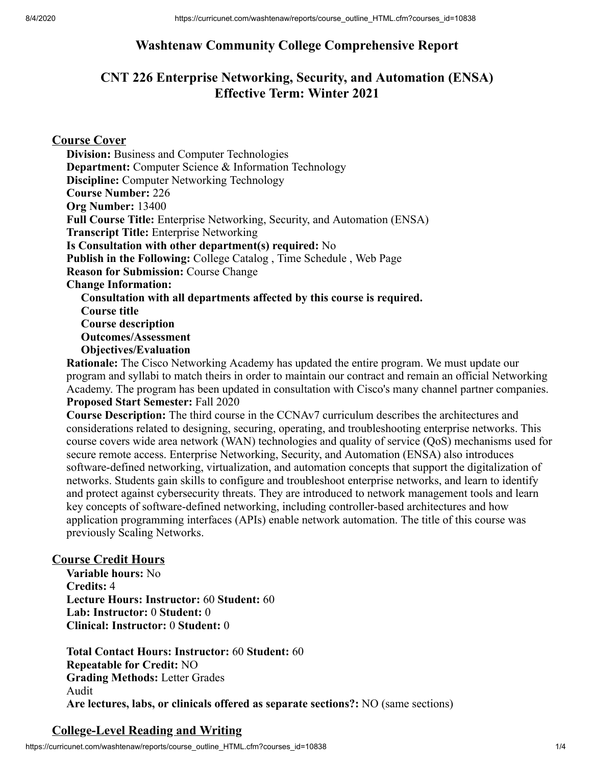# Washtenaw Community College Comprehensive Report

## CNT 226 Enterprise Networking, Security, and Automation (ENSA) Effective Term: Winter 2021

### Course Cover

**Division:** Business and Computer Technologies
**Department:** Computer Science & Information Technology
**Discipline:** Computer Networking Technology
**Course Number:** 226
**Org Number:** 13400
**Full Course Title:** Enterprise Networking, Security, and Automation (ENSA)
**Transcript Title:** Enterprise Networking
**Is Consultation with other department(s) required:** No
**Publish in the Following:** College Catalog , Time Schedule , Web Page
**Reason for Submission:** Course Change
**Change Information:**

- **Consultation with all departments affected by this course is required.**
- **Course title**
- **Course description**
- **Outcomes/Assessment**
- **Objectives/Evaluation**

**Rationale:** The Cisco Networking Academy has updated the entire program. We must update our program and syllabi to match theirs in order to maintain our contract and remain an official Networking Academy. The program has been updated in consultation with Cisco's many channel partner companies.
**Proposed Start Semester:** Fall 2020
**Course Description:** The third course in the CCNAv7 curriculum describes the architectures and considerations related to designing, securing, operating, and troubleshooting enterprise networks. This course covers wide area network (WAN) technologies and quality of service (QoS) mechanisms used for secure remote access. Enterprise Networking, Security, and Automation (ENSA) also introduces software-defined networking, virtualization, and automation concepts that support the digitalization of networks. Students gain skills to configure and troubleshoot enterprise networks, and learn to identify and protect against cybersecurity threats. They are introduced to network management tools and learn key concepts of software-defined networking, including controller-based architectures and how application programming interfaces (APIs) enable network automation. The title of this course was previously Scaling Networks.

### Course Credit Hours

**Variable hours:** No
**Credits:** 4
**Lecture Hours: Instructor:** 60 **Student:** 60
**Lab: Instructor:** 0 **Student:** 0
**Clinical: Instructor:** 0 **Student:** 0

**Total Contact Hours: Instructor:** 60 **Student:** 60
**Repeatable for Credit:** NO
**Grading Methods:** Letter Grades
Audit
**Are lectures, labs, or clinicals offered as separate sections?:** NO (same sections)

### College-Level Reading and Writing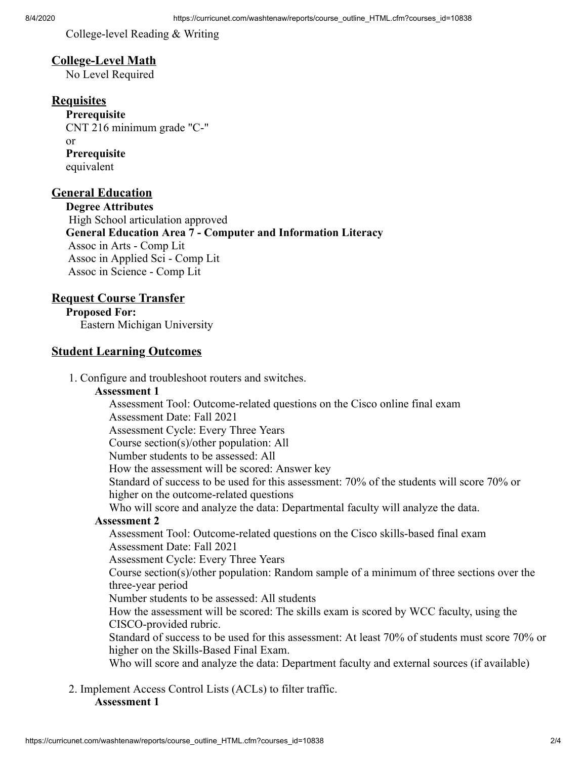College-level Reading & Writing

## College-Level Math

No Level Required

## Requisites

**Prerequisite**
CNT 216 minimum grade "C-"
or
**Prerequisite**
equivalent

## General Education

**Degree Attributes**
High School articulation approved
**General Education Area 7 - Computer and Information Literacy**
Assoc in Arts - Comp Lit
Assoc in Applied Sci - Comp Lit
Assoc in Science - Comp Lit

## Request Course Transfer

**Proposed For:**
Eastern Michigan University

## Student Learning Outcomes

1. Configure and troubleshoot routers and switches.

   **Assessment 1**

   Assessment Tool: Outcome-related questions on the Cisco online final exam
   Assessment Date: Fall 2021
   Assessment Cycle: Every Three Years
   Course section(s)/other population: All
   Number students to be assessed: All
   How the assessment will be scored: Answer key
   Standard of success to be used for this assessment: 70% of the students will score 70% or higher on the outcome-related questions
   Who will score and analyze the data: Departmental faculty will analyze the data.

   **Assessment 2**

   Assessment Tool: Outcome-related questions on the Cisco skills-based final exam
   Assessment Date: Fall 2021
   Assessment Cycle: Every Three Years
   Course section(s)/other population: Random sample of a minimum of three sections over the three-year period
   Number students to be assessed: All students
   How the assessment will be scored: The skills exam is scored by WCC faculty, using the CISCO-provided rubric.
   Standard of success to be used for this assessment: At least 70% of students must score 70% or higher on the Skills-Based Final Exam.
   Who will score and analyze the data: Department faculty and external sources (if available)

2. Implement Access Control Lists (ACLs) to filter traffic.

   **Assessment 1**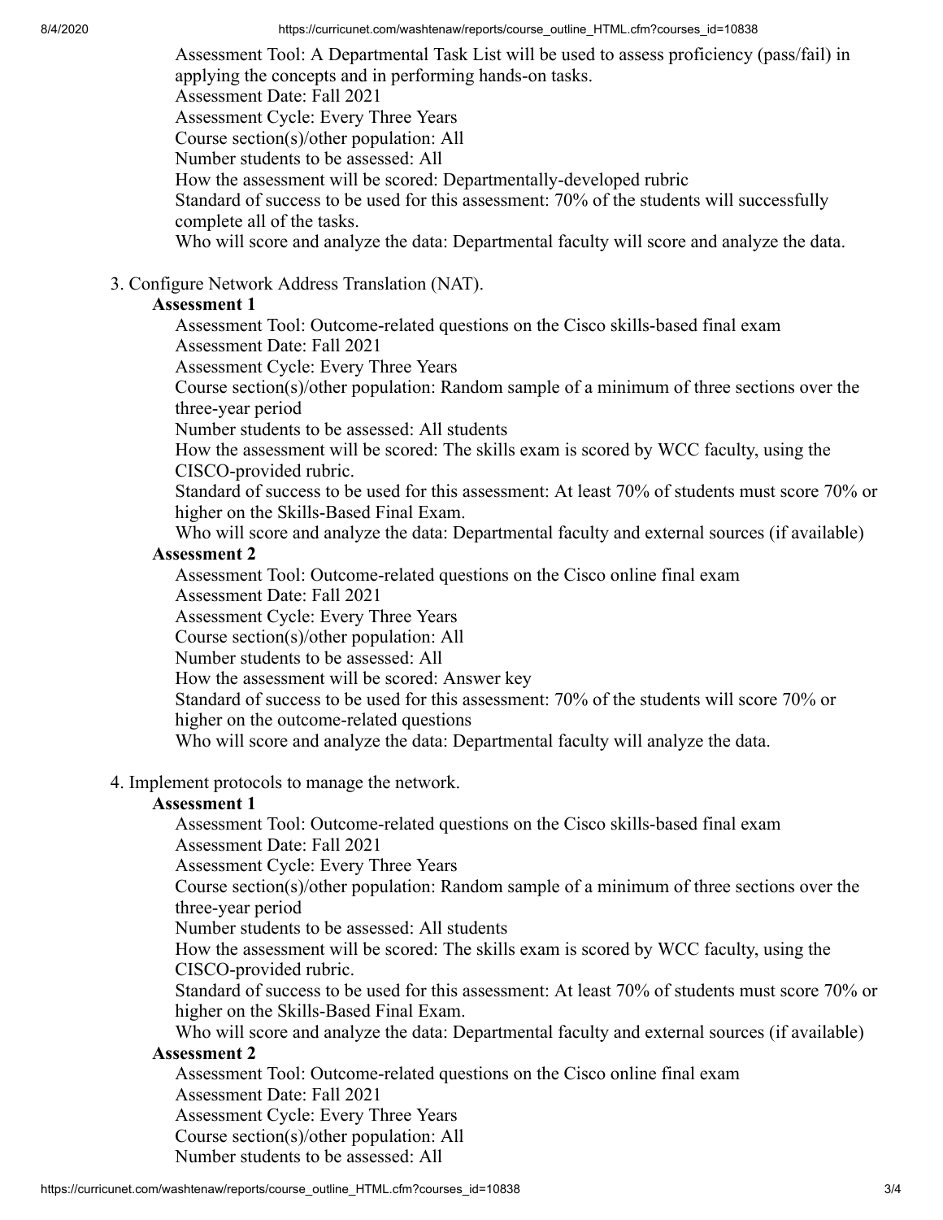Assessment Tool: A Departmental Task List will be used to assess proficiency (pass/fail) in applying the concepts and in performing hands-on tasks.
Assessment Date: Fall 2021
Assessment Cycle: Every Three Years
Course section(s)/other population: All
Number students to be assessed: All
How the assessment will be scored: Departmentally-developed rubric
Standard of success to be used for this assessment: 70% of the students will successfully complete all of the tasks.
Who will score and analyze the data: Departmental faculty will score and analyze the data.

3. Configure Network Address Translation (NAT).

**Assessment 1**

Assessment Tool: Outcome-related questions on the Cisco skills-based final exam
Assessment Date: Fall 2021
Assessment Cycle: Every Three Years
Course section(s)/other population: Random sample of a minimum of three sections over the three-year period
Number students to be assessed: All students
How the assessment will be scored: The skills exam is scored by WCC faculty, using the CISCO-provided rubric.
Standard of success to be used for this assessment: At least 70% of students must score 70% or higher on the Skills-Based Final Exam.
Who will score and analyze the data: Departmental faculty and external sources (if available)

**Assessment 2**

Assessment Tool: Outcome-related questions on the Cisco online final exam
Assessment Date: Fall 2021
Assessment Cycle: Every Three Years
Course section(s)/other population: All
Number students to be assessed: All
How the assessment will be scored: Answer key
Standard of success to be used for this assessment: 70% of the students will score 70% or higher on the outcome-related questions
Who will score and analyze the data: Departmental faculty will analyze the data.

4. Implement protocols to manage the network.

**Assessment 1**

Assessment Tool: Outcome-related questions on the Cisco skills-based final exam
Assessment Date: Fall 2021
Assessment Cycle: Every Three Years
Course section(s)/other population: Random sample of a minimum of three sections over the three-year period
Number students to be assessed: All students
How the assessment will be scored: The skills exam is scored by WCC faculty, using the CISCO-provided rubric.
Standard of success to be used for this assessment: At least 70% of students must score 70% or higher on the Skills-Based Final Exam.
Who will score and analyze the data: Departmental faculty and external sources (if available)

**Assessment 2**

Assessment Tool: Outcome-related questions on the Cisco online final exam
Assessment Date: Fall 2021
Assessment Cycle: Every Three Years
Course section(s)/other population: All
Number students to be assessed: All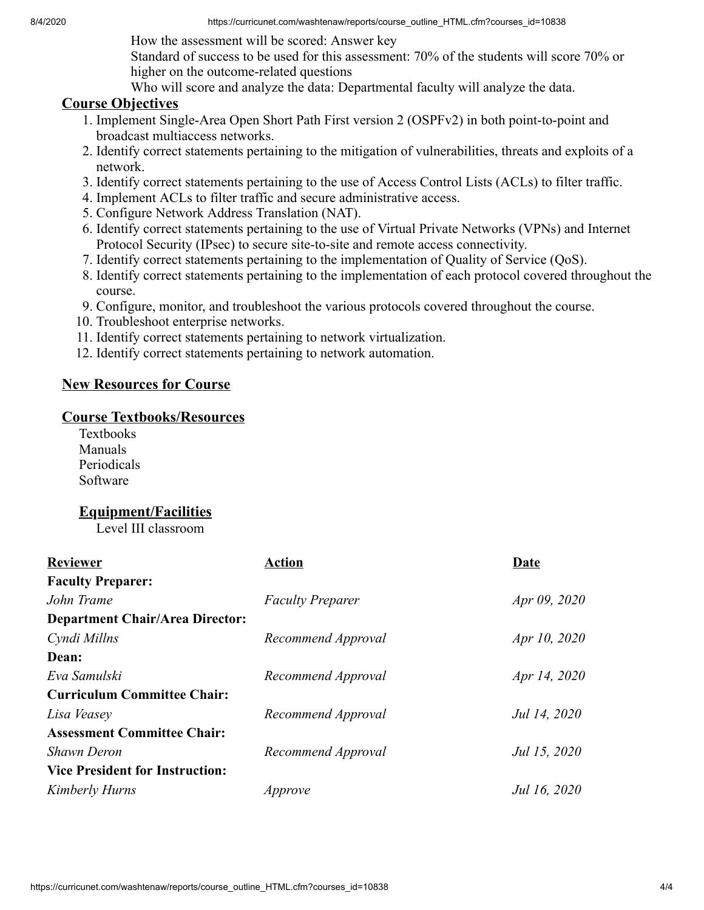How the assessment will be scored: Answer key
Standard of success to be used for this assessment: 70% of the students will score 70% or higher on the outcome-related questions
Who will score and analyze the data: Departmental faculty will analyze the data.

## Course Objectives

1. Implement Single-Area Open Short Path First version 2 (OSPFv2) in both point-to-point and broadcast multiaccess networks.
2. Identify correct statements pertaining to the mitigation of vulnerabilities, threats and exploits of a network.
3. Identify correct statements pertaining to the use of Access Control Lists (ACLs) to filter traffic.
4. Implement ACLs to filter traffic and secure administrative access.
5. Configure Network Address Translation (NAT).
6. Identify correct statements pertaining to the use of Virtual Private Networks (VPNs) and Internet Protocol Security (IPsec) to secure site-to-site and remote access connectivity.
7. Identify correct statements pertaining to the implementation of Quality of Service (QoS).
8. Identify correct statements pertaining to the implementation of each protocol covered throughout the course.
9. Configure, monitor, and troubleshoot the various protocols covered throughout the course.
10. Troubleshoot enterprise networks.
11. Identify correct statements pertaining to network virtualization.
12. Identify correct statements pertaining to network automation.

## New Resources for Course

## Course Textbooks/Resources

Textbooks
Manuals
Periodicals
Software

### Equipment/Facilities

Level III classroom

| Reviewer | Action | Date |
|---|---|---|
| **Faculty Preparer:** | | |
| *John Trame* | *Faculty Preparer* | *Apr 09, 2020* |
| **Department Chair/Area Director:** | | |
| *Cyndi Millns* | *Recommend Approval* | *Apr 10, 2020* |
| **Dean:** | | |
| *Eva Samulski* | *Recommend Approval* | *Apr 14, 2020* |
| **Curriculum Committee Chair:** | | |
| *Lisa Veasey* | *Recommend Approval* | *Jul 14, 2020* |
| **Assessment Committee Chair:** | | |
| *Shawn Deron* | *Recommend Approval* | *Jul 15, 2020* |
| **Vice President for Instruction:** | | |
| *Kimberly Hurns* | *Approve* | *Jul 16, 2020* |